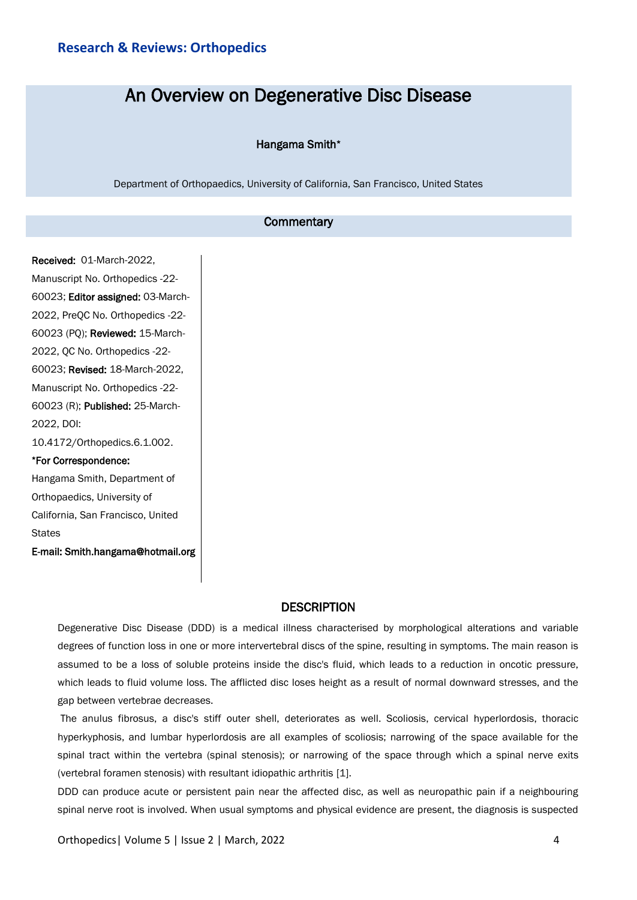**Research & Reviews: Orthopedics**

# An Overview on Degenerative Disc Disease

**Hangama Smith***

Department of Orthopaedics, University of California, San Francisco, United States

## Commentary

**Received:** 01-March-2022, Manuscript No. Orthopedics -22-60023; **Editor assigned:** 03-March-2022, PreQC No. Orthopedics -22-60023 (PQ); **Reviewed:** 15-March-2022, QC No. Orthopedics -22-60023; **Revised:** 18-March-2022, Manuscript No. Orthopedics -22-60023 (R); **Published:** 25-March-2022, DOI: 10.4172/Orthopedics.6.1.002.

***For Correspondence:**

Hangama Smith, Department of Orthopaedics, University of California, San Francisco, United States

**E-mail: Smith.hangama@hotmail.org**

## DESCRIPTION

Degenerative Disc Disease (DDD) is a medical illness characterised by morphological alterations and variable degrees of function loss in one or more intervertebral discs of the spine, resulting in symptoms. The main reason is assumed to be a loss of soluble proteins inside the disc's fluid, which leads to a reduction in oncotic pressure, which leads to fluid volume loss. The afflicted disc loses height as a result of normal downward stresses, and the gap between vertebrae decreases.

The anulus fibrosus, a disc's stiff outer shell, deteriorates as well. Scoliosis, cervical hyperlordosis, thoracic hyperkyphosis, and lumbar hyperlordosis are all examples of scoliosis; narrowing of the space available for the spinal tract within the vertebra (spinal stenosis); or narrowing of the space through which a spinal nerve exits (vertebral foramen stenosis) with resultant idiopathic arthritis [1].

DDD can produce acute or persistent pain near the affected disc, as well as neuropathic pain if a neighbouring spinal nerve root is involved. When usual symptoms and physical evidence are present, the diagnosis is suspected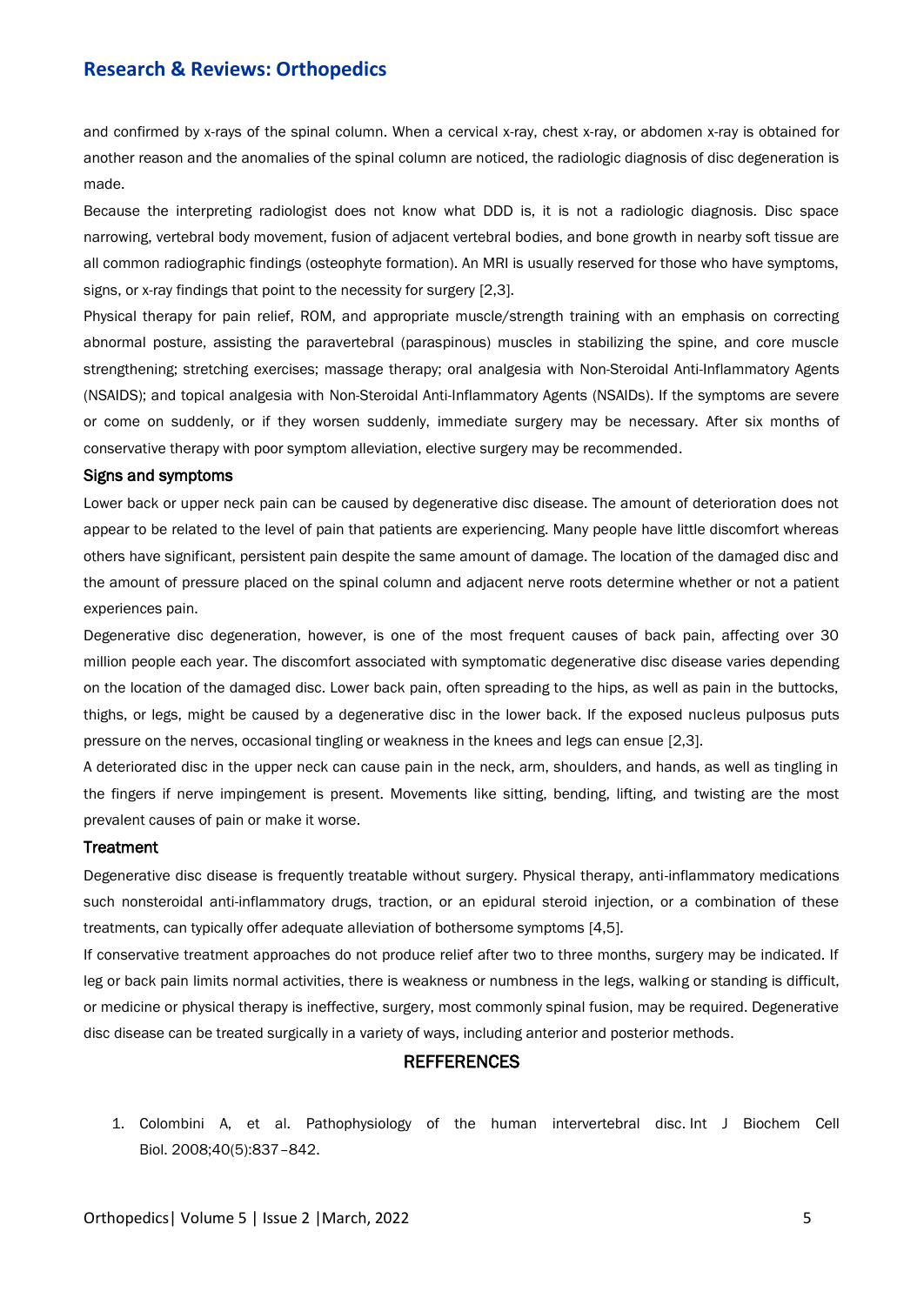and confirmed by x-rays of the spinal column. When a cervical x-ray, chest x-ray, or abdomen x-ray is obtained for another reason and the anomalies of the spinal column are noticed, the radiologic diagnosis of disc degeneration is made.

Because the interpreting radiologist does not know what DDD is, it is not a radiologic diagnosis. Disc space narrowing, vertebral body movement, fusion of adjacent vertebral bodies, and bone growth in nearby soft tissue are all common radiographic findings (osteophyte formation). An MRI is usually reserved for those who have symptoms, signs, or x-ray findings that point to the necessity for surgery [2,3].

Physical therapy for pain relief, ROM, and appropriate muscle/strength training with an emphasis on correcting abnormal posture, assisting the paravertebral (paraspinous) muscles in stabilizing the spine, and core muscle strengthening; stretching exercises; massage therapy; oral analgesia with Non-Steroidal Anti-Inflammatory Agents (NSAIDS); and topical analgesia with Non-Steroidal Anti-Inflammatory Agents (NSAIDs). If the symptoms are severe or come on suddenly, or if they worsen suddenly, immediate surgery may be necessary. After six months of conservative therapy with poor symptom alleviation, elective surgery may be recommended.

## Signs and symptoms

Lower back or upper neck pain can be caused by degenerative disc disease. The amount of deterioration does not appear to be related to the level of pain that patients are experiencing. Many people have little discomfort whereas others have significant, persistent pain despite the same amount of damage. The location of the damaged disc and the amount of pressure placed on the spinal column and adjacent nerve roots determine whether or not a patient experiences pain.

Degenerative disc degeneration, however, is one of the most frequent causes of back pain, affecting over 30 million people each year. The discomfort associated with symptomatic degenerative disc disease varies depending on the location of the damaged disc. Lower back pain, often spreading to the hips, as well as pain in the buttocks, thighs, or legs, might be caused by a degenerative disc in the lower back. If the exposed nucleus pulposus puts pressure on the nerves, occasional tingling or weakness in the knees and legs can ensue [2,3].

A deteriorated disc in the upper neck can cause pain in the neck, arm, shoulders, and hands, as well as tingling in the fingers if nerve impingement is present. Movements like sitting, bending, lifting, and twisting are the most prevalent causes of pain or make it worse.

## Treatment

Degenerative disc disease is frequently treatable without surgery. Physical therapy, anti-inflammatory medications such nonsteroidal anti-inflammatory drugs, traction, or an epidural steroid injection, or a combination of these treatments, can typically offer adequate alleviation of bothersome symptoms [4,5].

If conservative treatment approaches do not produce relief after two to three months, surgery may be indicated. If leg or back pain limits normal activities, there is weakness or numbness in the legs, walking or standing is difficult, or medicine or physical therapy is ineffective, surgery, most commonly spinal fusion, may be required. Degenerative disc disease can be treated surgically in a variety of ways, including anterior and posterior methods.

## REFFERENCES

1. Colombini A, et al. Pathophysiology of the human intervertebral disc. Int J Biochem Cell Biol. 2008;40(5):837–842.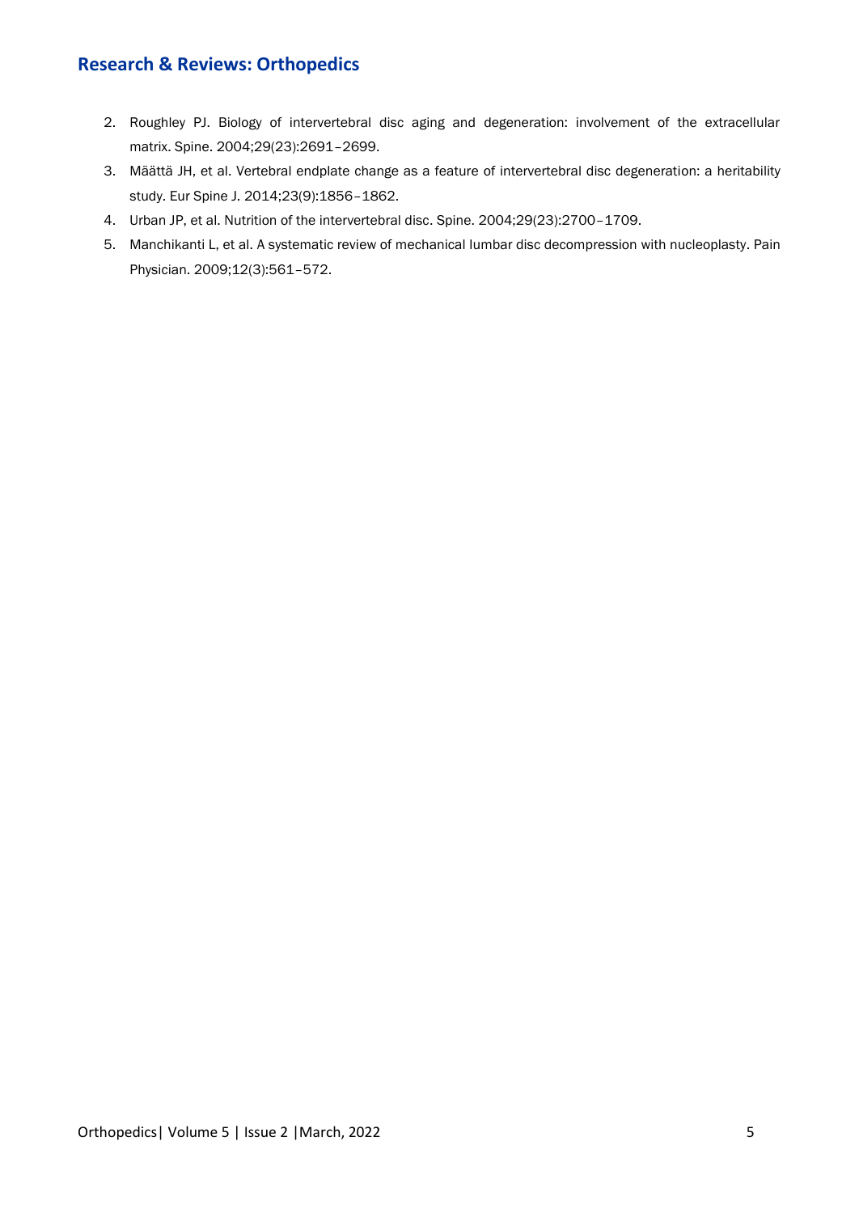2. Roughley PJ. Biology of intervertebral disc aging and degeneration: involvement of the extracellular matrix. Spine. 2004;29(23):2691–2699.
3. Määttä JH, et al. Vertebral endplate change as a feature of intervertebral disc degeneration: a heritability study. Eur Spine J. 2014;23(9):1856–1862.
4. Urban JP, et al. Nutrition of the intervertebral disc. Spine. 2004;29(23):2700–1709.
5. Manchikanti L, et al. A systematic review of mechanical lumbar disc decompression with nucleoplasty. Pain Physician. 2009;12(3):561–572.